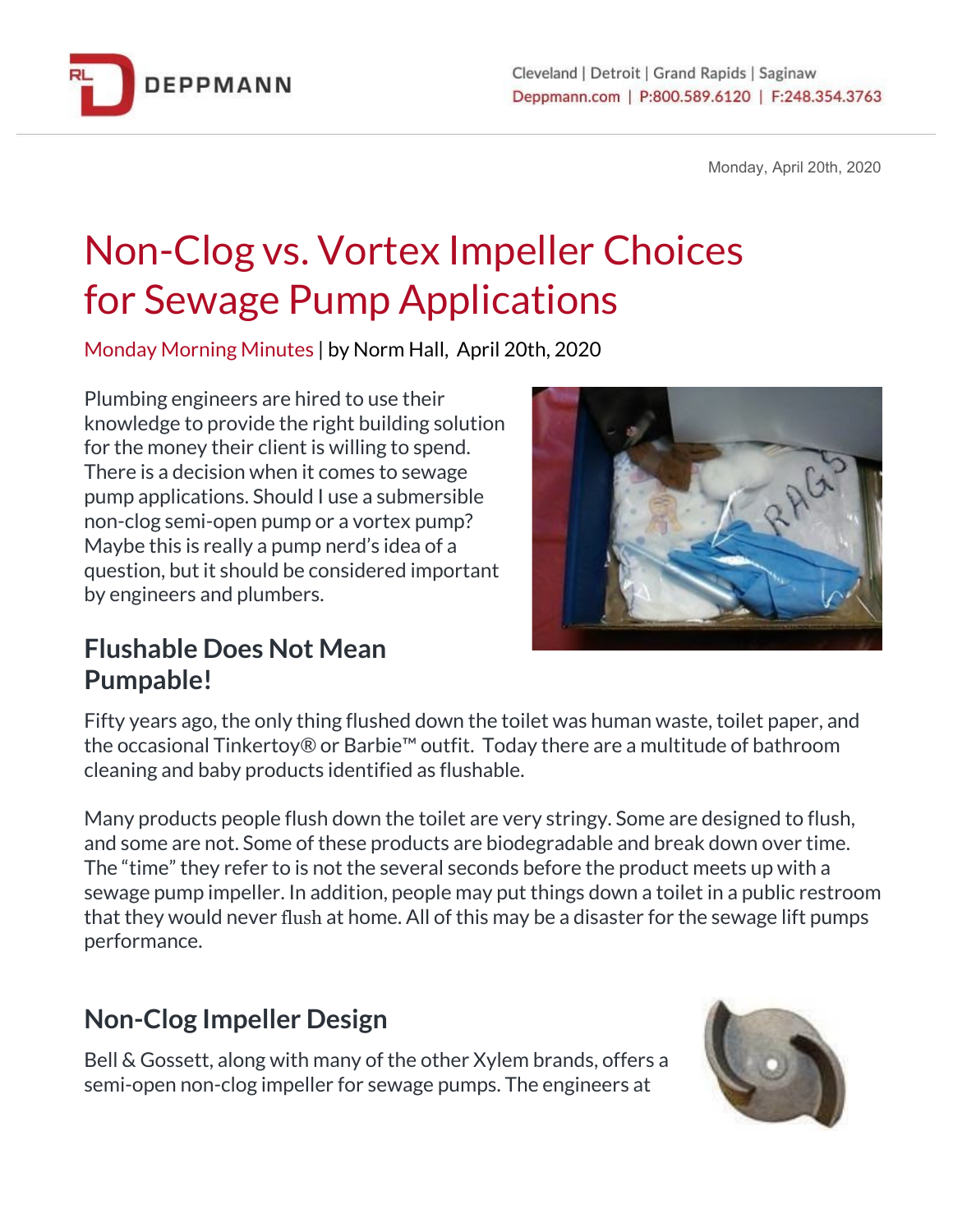Monday, April 20th, 2020

# Non-Clog vs. Vortex Impeller Choices for Sewage Pump Applications

Monday Morning Minutes | by Norm Hall, April 20th, 2020

Plumbing engineers are hired to use their knowledge to provide the right building solution for the money their client is willing to spend. There is a decision when it comes to sewage pump applications. Should I use a submersible non-clog semi-open pump or a vortex pump? Maybe this is really a pump nerd's idea of a question, but it should be considered important by engineers and plumbers.

## Flushable Does Not Mean Pumpable!

Fifty years ago, the only thing flushed down the toilet was human waste, toilet paper, and the occasional Tinkertoy® or Barbie™ outfit. Today there are a multitude of bathroom cleaning and baby products identified as flushable.

Many products people flush down the toilet are very stringy. Some are designed to flush, and some are not. Some of these products are biodegradable and break down over time. The "time" they refer to is not the several seconds before the product meets up with a sewage pump impeller. In addition, people may put things down a toilet in a public restroom that they would never flush at home. All of this may be a disaster for the sewage lift pumps performance.

## Non-Clog Impeller Design

Bell & Gossett, along with many of the other Xylem brands, offers a semi-open non-clog impeller for sewage pumps. The engineers at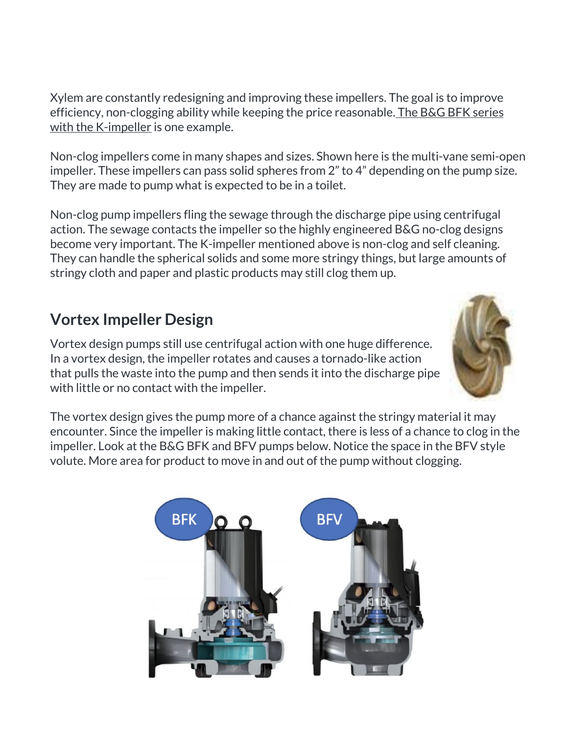Xylem are constantly redesigning and improving these impellers. The goal is to improve efficiency, non-clogging ability while keeping the price reasonable. The B&G BFK series with the K-impeller is one example.

Non-clog impellers come in many shapes and sizes. Shown here is the multi-vane semi-open impeller. These impellers can pass solid spheres from 2" to 4" depending on the pump size. They are made to pump what is expected to be in a toilet.

Non-clog pump impellers fling the sewage through the discharge pipe using centrifugal action. The sewage contacts the impeller so the highly engineered B&G no-clog designs become very important. The K-impeller mentioned above is non-clog and self cleaning. They can handle the spherical solids and some more stringy things, but large amounts of stringy cloth and paper and plastic products may still clog them up.

## Vortex Impeller Design

Vortex design pumps still use centrifugal action with one huge difference. In a vortex design, the impeller rotates and causes a tornado-like action that pulls the waste into the pump and then sends it into the discharge pipe with little or no contact with the impeller.

The vortex design gives the pump more of a chance against the stringy material it may encounter. Since the impeller is making little contact, there is less of a chance to clog in the impeller. Look at the B&G BFK and BFV pumps below. Notice the space in the BFV style volute. More area for product to move in and out of the pump without clogging.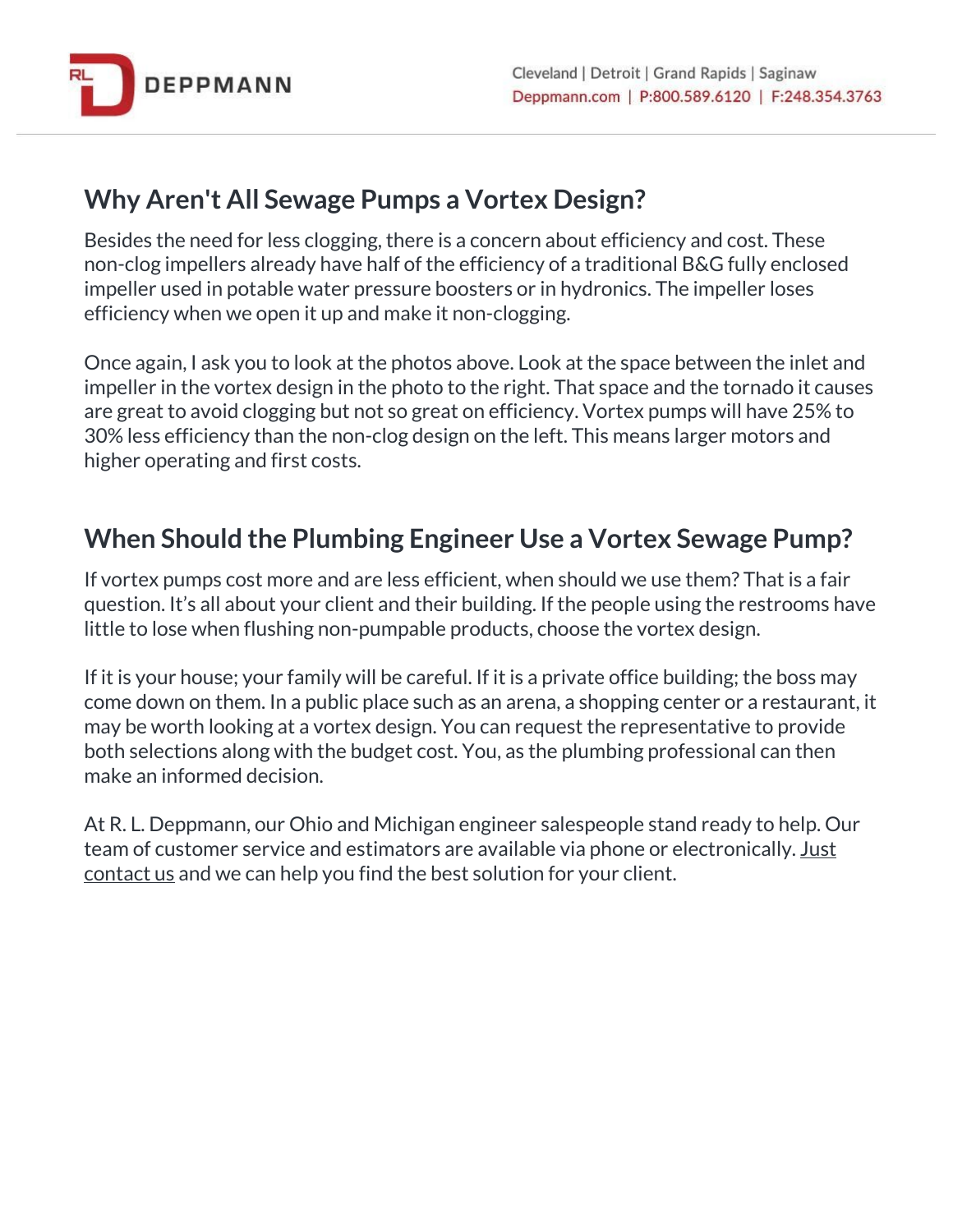## Why Aren't All Sewage Pumps a Vortex Design?

Besides the need for less clogging, there is a concern about efficiency and cost. These non-clog impellers already have half of the efficiency of a traditional B&G fully enclosed impeller used in potable water pressure boosters or in hydronics. The impeller loses efficiency when we open it up and make it non-clogging.

Once again, I ask you to look at the photos above. Look at the space between the inlet and impeller in the vortex design in the photo to the right. That space and the tornado it causes are great to avoid clogging but not so great on efficiency. Vortex pumps will have 25% to 30% less efficiency than the non-clog design on the left. This means larger motors and higher operating and first costs.

## When Should the Plumbing Engineer Use a Vortex Sewage Pump?

If vortex pumps cost more and are less efficient, when should we use them? That is a fair question. It's all about your client and their building. If the people using the restrooms have little to lose when flushing non-pumpable products, choose the vortex design.

If it is your house; your family will be careful. If it is a private office building; the boss may come down on them. In a public place such as an arena, a shopping center or a restaurant, it may be worth looking at a vortex design. You can request the representative to provide both selections along with the budget cost. You, as the plumbing professional can then make an informed decision.

At R. L. Deppmann, our Ohio and Michigan engineer salespeople stand ready to help. Our team of customer service and estimators are available via phone or electronically. Just contact us and we can help you find the best solution for your client.